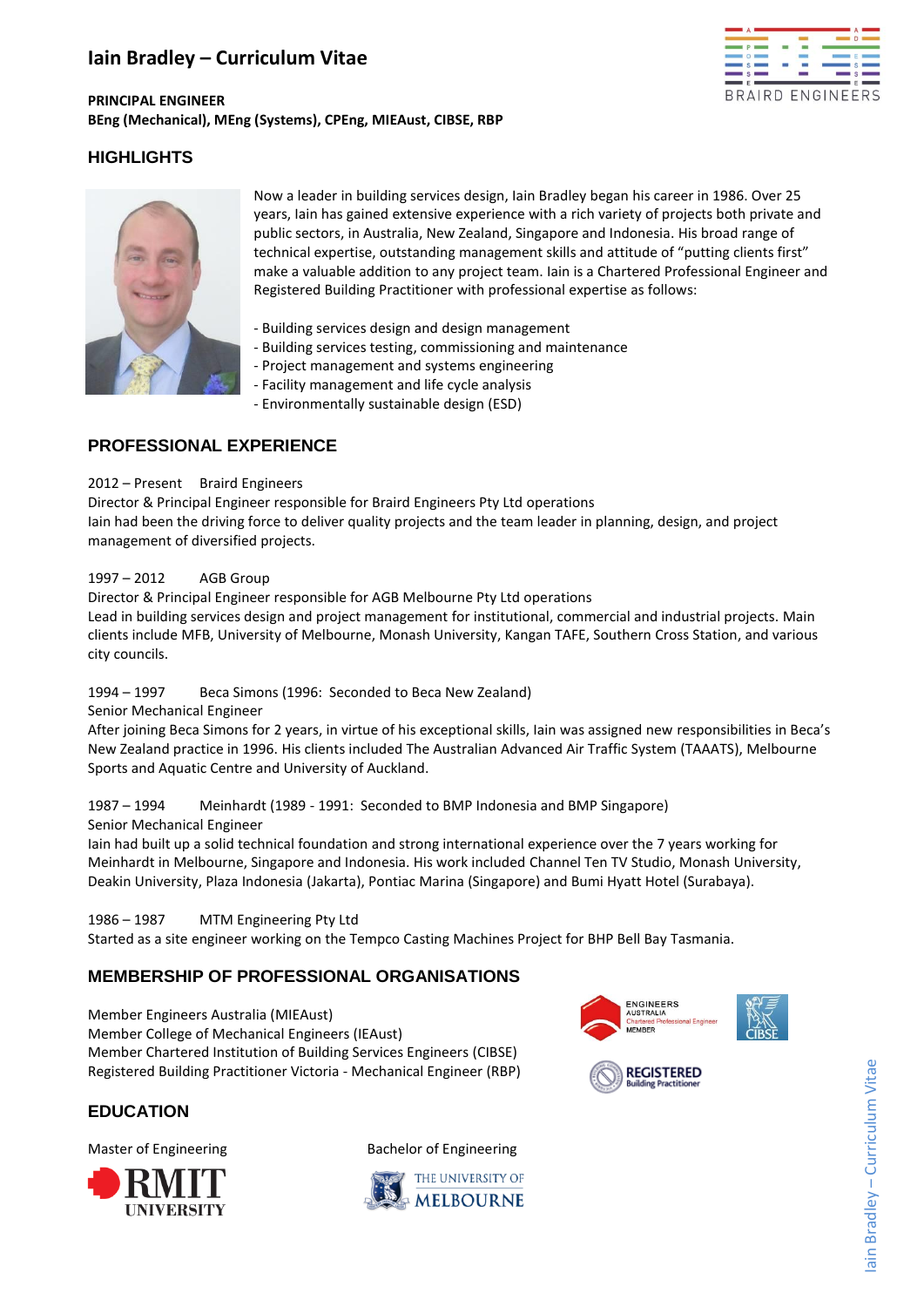# Iain Bradley – Curriculum Vitae

**PRINCIPAL ENGINEER**
**BEng (Mechanical), MEng (Systems), CPEng, MIEAust, CIBSE, RBP**

## HIGHLIGHTS

Now a leader in building services design, Iain Bradley began his career in 1986. Over 25 years, Iain has gained extensive experience with a rich variety of projects both private and public sectors, in Australia, New Zealand, Singapore and Indonesia. His broad range of technical expertise, outstanding management skills and attitude of "putting clients first" make a valuable addition to any project team. Iain is a Chartered Professional Engineer and Registered Building Practitioner with professional expertise as follows:

- Building services design and design management
- Building services testing, commissioning and maintenance
- Project management and systems engineering
- Facility management and life cycle analysis
- Environmentally sustainable design (ESD)

## PROFESSIONAL EXPERIENCE

2012 – Present Braird Engineers
Director & Principal Engineer responsible for Braird Engineers Pty Ltd operations
Iain had been the driving force to deliver quality projects and the team leader in planning, design, and project management of diversified projects.

1997 – 2012 AGB Group
Director & Principal Engineer responsible for AGB Melbourne Pty Ltd operations
Lead in building services design and project management for institutional, commercial and industrial projects. Main clients include MFB, University of Melbourne, Monash University, Kangan TAFE, Southern Cross Station, and various city councils.

1994 – 1997 Beca Simons (1996: Seconded to Beca New Zealand)
Senior Mechanical Engineer
After joining Beca Simons for 2 years, in virtue of his exceptional skills, Iain was assigned new responsibilities in Beca's New Zealand practice in 1996. His clients included The Australian Advanced Air Traffic System (TAAATS), Melbourne Sports and Aquatic Centre and University of Auckland.

1987 – 1994 Meinhardt (1989 - 1991: Seconded to BMP Indonesia and BMP Singapore)
Senior Mechanical Engineer
Iain had built up a solid technical foundation and strong international experience over the 7 years working for Meinhardt in Melbourne, Singapore and Indonesia. His work included Channel Ten TV Studio, Monash University, Deakin University, Plaza Indonesia (Jakarta), Pontiac Marina (Singapore) and Bumi Hyatt Hotel (Surabaya).

1986 – 1987 MTM Engineering Pty Ltd
Started as a site engineer working on the Tempco Casting Machines Project for BHP Bell Bay Tasmania.

## MEMBERSHIP OF PROFESSIONAL ORGANISATIONS

Member Engineers Australia (MIEAust)
Member College of Mechanical Engineers (IEAust)
Member Chartered Institution of Building Services Engineers (CIBSE)
Registered Building Practitioner Victoria - Mechanical Engineer (RBP)

## EDUCATION

Master of Engineering – RMIT University

Bachelor of Engineering – The University of Melbourne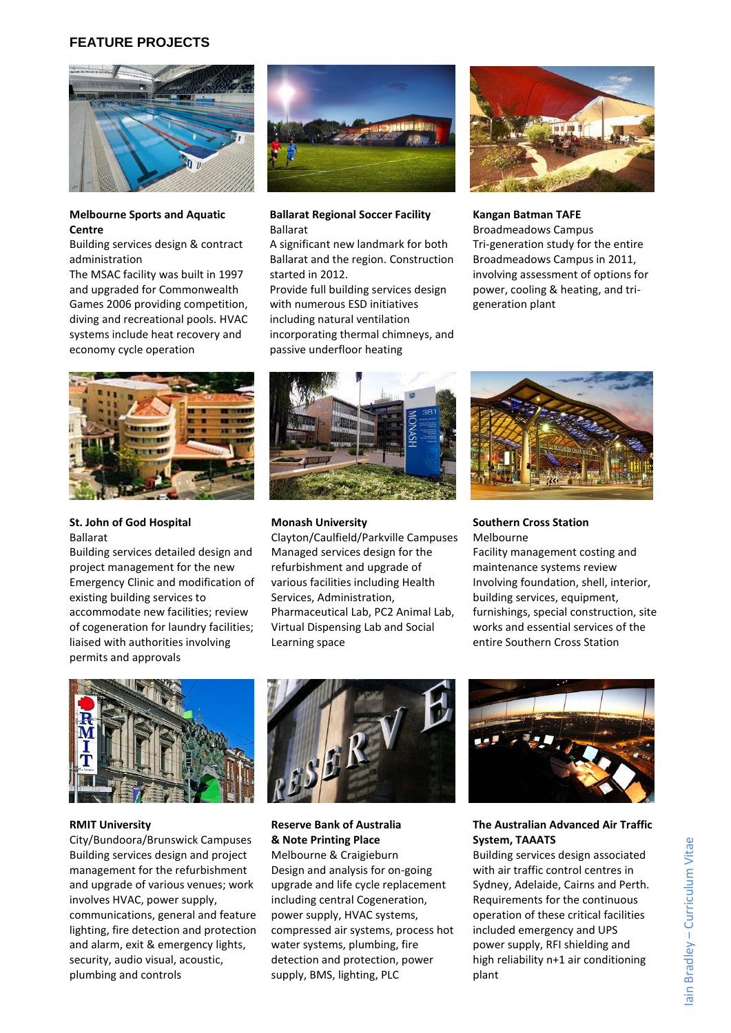## FEATURE PROJECTS

**Melbourne Sports and Aquatic Centre**
Building services design & contract administration
The MSAC facility was built in 1997 and upgraded for Commonwealth Games 2006 providing competition, diving and recreational pools. HVAC systems include heat recovery and economy cycle operation

**Ballarat Regional Soccer Facility**
Ballarat
A significant new landmark for both Ballarat and the region. Construction started in 2012.
Provide full building services design with numerous ESD initiatives including natural ventilation incorporating thermal chimneys, and passive underfloor heating

**Kangan Batman TAFE**
Broadmeadows Campus
Tri-generation study for the entire Broadmeadows Campus in 2011, involving assessment of options for power, cooling & heating, and tri-generation plant

**St. John of God Hospital**
Ballarat
Building services detailed design and project management for the new Emergency Clinic and modification of existing building services to accommodate new facilities; review of cogeneration for laundry facilities; liaised with authorities involving permits and approvals

**Monash University**
Clayton/Caulfield/Parkville Campuses
Managed services design for the refurbishment and upgrade of various facilities including Health Services, Administration, Pharmaceutical Lab, PC2 Animal Lab, Virtual Dispensing Lab and Social Learning space

**Southern Cross Station**
Melbourne
Facility management costing and maintenance systems review
Involving foundation, shell, interior, building services, equipment, furnishings, special construction, site works and essential services of the entire Southern Cross Station

**RMIT University**
City/Bundoora/Brunswick Campuses
Building services design and project management for the refurbishment and upgrade of various venues; work involves HVAC, power supply, communications, general and feature lighting, fire detection and protection and alarm, exit & emergency lights, security, audio visual, acoustic, plumbing and controls

**Reserve Bank of Australia & Note Printing Place**
Melbourne & Craigieburn
Design and analysis for on-going upgrade and life cycle replacement including central Cogeneration, power supply, HVAC systems, compressed air systems, process hot water systems, plumbing, fire detection and protection, power supply, BMS, lighting, PLC

**The Australian Advanced Air Traffic System, TAAATS**
Building services design associated with air traffic control centres in Sydney, Adelaide, Cairns and Perth. Requirements for the continuous operation of these critical facilities included emergency and UPS power supply, RFI shielding and high reliability n+1 air conditioning plant